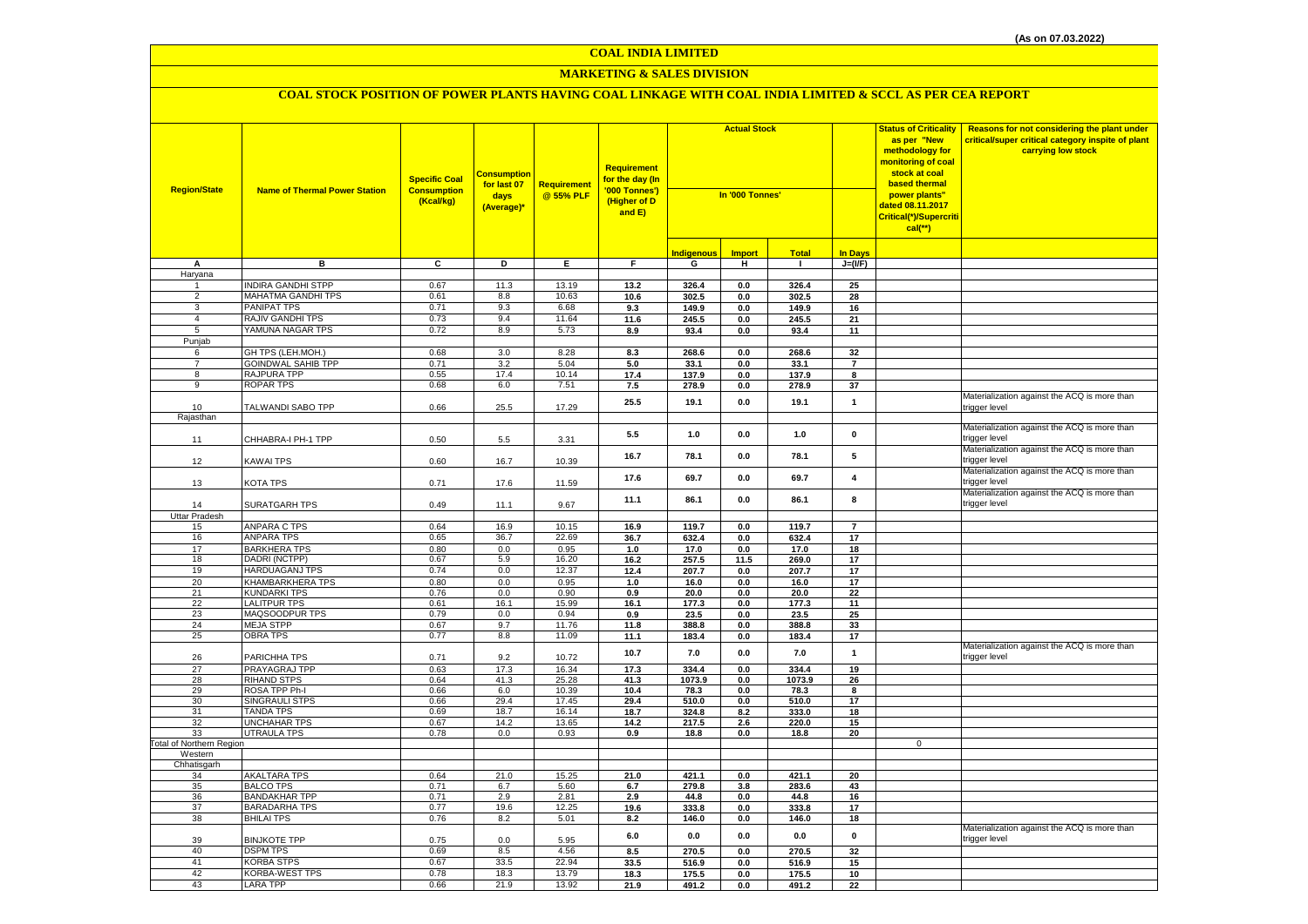(As on 07.03.2022)

# COAL INDIA LIMITED

## MARKETING & SALES DIVISION

### COAL STOCK POSITION OF POWER PLANTS HAVING COAL LINKAGE WITH COAL INDIA LIMITED & SCCL AS PER CEA REPORT

| Region/State | Name of Thermal Power Station | Specific Coal Consumption (Kcal/kg) | Consumption for last 07 days (Average)* | Requirement @ 55% PLF | Requirement for the day (In '000 Tonnes') (Higher of D and E) | Actual Stock In '000 Tonnes' | | | | Status of Criticality as per "New methodology for monitoring of coal stock at coal based thermal power plants" dated 08.11.2017 Critical(*)/Supercritical(**) | Reasons for not considering the plant under critical/super critical category inspite of plant carrying low stock |
|---|---|---|---|---|---|---|---|---|---|---|---|
| | | | | | | Indigenous | Import | Total | In Days | | |
| A | B | C | D | E | F | G | H | I | J=(I/F) | | |
| Haryana | | | | | | | | | | | |
| 1 | INDIRA GANDHI STPP | 0.67 | 11.3 | 13.19 | 13.2 | 326.4 | 0.0 | 326.4 | 25 | | |
| 2 | MAHATMA GANDHI TPS | 0.61 | 8.8 | 10.63 | 10.6 | 302.5 | 0.0 | 302.5 | 28 | | |
| 3 | PANIPAT TPS | 0.71 | 9.3 | 6.68 | 9.3 | 149.9 | 0.0 | 149.9 | 16 | | |
| 4 | RAJIV GANDHI TPS | 0.73 | 9.4 | 11.64 | 11.6 | 245.5 | 0.0 | 245.5 | 21 | | |
| 5 | YAMUNA NAGAR TPS | 0.72 | 8.9 | 5.73 | 8.9 | 93.4 | 0.0 | 93.4 | 11 | | |
| Punjab | | | | | | | | | | | |
| 6 | GH TPS (LEH.MOH.) | 0.68 | 3.0 | 8.28 | 8.3 | 268.6 | 0.0 | 268.6 | 32 | | |
| 7 | GOINDWAL SAHIB TPP | 0.71 | 3.2 | 5.04 | 5.0 | 33.1 | 0.0 | 33.1 | 7 | | |
| 8 | RAJPURA TPP | 0.55 | 17.4 | 10.14 | 17.4 | 137.9 | 0.0 | 137.9 | 8 | | |
| 9 | ROPAR TPS | 0.68 | 6.0 | 7.51 | 7.5 | 278.9 | 0.0 | 278.9 | 37 | | |
| 10 | TALWANDI SABO TPP | 0.66 | 25.5 | 17.29 | 25.5 | 19.1 | 0.0 | 19.1 | 1 | | Materialization against the ACQ is more than trigger level |
| Rajasthan | | | | | | | | | | | |
| 11 | CHHABRA-I PH-1 TPP | 0.50 | 5.5 | 3.31 | 5.5 | 1.0 | 0.0 | 1.0 | 0 | | Materialization against the ACQ is more than trigger level |
| 12 | KAWAI TPS | 0.60 | 16.7 | 10.39 | 16.7 | 78.1 | 0.0 | 78.1 | 5 | | Materialization against the ACQ is more than trigger level |
| 13 | KOTA TPS | 0.71 | 17.6 | 11.59 | 17.6 | 69.7 | 0.0 | 69.7 | 4 | | Materialization against the ACQ is more than trigger level |
| 14 | SURATGARH TPS | 0.49 | 11.1 | 9.67 | 11.1 | 86.1 | 0.0 | 86.1 | 8 | | Materialization against the ACQ is more than trigger level |
| Uttar Pradesh | | | | | | | | | | | |
| 15 | ANPARA C TPS | 0.64 | 16.9 | 10.15 | 16.9 | 119.7 | 0.0 | 119.7 | 7 | | |
| 16 | ANPARA TPS | 0.65 | 36.7 | 22.69 | 36.7 | 632.4 | 0.0 | 632.4 | 17 | | |
| 17 | BARKHERA TPS | 0.80 | 0.0 | 0.95 | 1.0 | 17.0 | 0.0 | 17.0 | 18 | | |
| 18 | DADRI (NCTPP) | 0.67 | 5.9 | 16.20 | 16.2 | 257.5 | 11.5 | 269.0 | 17 | | |
| 19 | HARDUAGANJ TPS | 0.74 | 0.0 | 12.37 | 12.4 | 207.7 | 0.0 | 207.7 | 17 | | |
| 20 | KHAMBARKHERA TPS | 0.80 | 0.0 | 0.95 | 1.0 | 16.0 | 0.0 | 16.0 | 17 | | |
| 21 | KUNDARKI TPS | 0.76 | 0.0 | 0.90 | 0.9 | 20.0 | 0.0 | 20.0 | 22 | | |
| 22 | LALITPUR TPS | 0.61 | 16.1 | 15.99 | 16.1 | 177.3 | 0.0 | 177.3 | 11 | | |
| 23 | MAQSOODPUR TPS | 0.79 | 0.0 | 0.94 | 0.9 | 23.5 | 0.0 | 23.5 | 25 | | |
| 24 | MEJA STPP | 0.67 | 9.7 | 11.76 | 11.8 | 388.8 | 0.0 | 388.8 | 33 | | |
| 25 | OBRA TPS | 0.77 | 8.8 | 11.09 | 11.1 | 183.4 | 0.0 | 183.4 | 17 | | |
| 26 | PARICHHA TPS | 0.71 | 9.2 | 10.72 | 10.7 | 7.0 | 0.0 | 7.0 | 1 | | Materialization against the ACQ is more than trigger level |
| 27 | PRAYAGRAJ TPP | 0.63 | 17.3 | 16.34 | 17.3 | 334.4 | 0.0 | 334.4 | 19 | | |
| 28 | RIHAND STPS | 0.64 | 41.3 | 25.28 | 41.3 | 1073.9 | 0.0 | 1073.9 | 26 | | |
| 29 | ROSA TPP Ph-I | 0.66 | 6.0 | 10.39 | 10.4 | 78.3 | 0.0 | 78.3 | 8 | | |
| 30 | SINGRAULI STPS | 0.66 | 29.4 | 17.45 | 29.4 | 510.0 | 0.0 | 510.0 | 17 | | |
| 31 | TANDA TPS | 0.69 | 18.7 | 16.14 | 18.7 | 324.8 | 8.2 | 333.0 | 18 | | |
| 32 | UNCHAHAR TPS | 0.67 | 14.2 | 13.65 | 14.2 | 217.5 | 2.6 | 220.0 | 15 | | |
| 33 | UTRAULA TPS | 0.78 | 0.0 | 0.93 | 0.9 | 18.8 | 0.0 | 18.8 | 20 | | |
| Total of Northern Region | | | | | | | | | | 0 | |
| Western | | | | | | | | | | | |
| Chhatisgarh | | | | | | | | | | | |
| 34 | AKALTARA TPS | 0.64 | 21.0 | 15.25 | 21.0 | 421.1 | 0.0 | 421.1 | 20 | | |
| 35 | BALCO TPS | 0.71 | 6.7 | 5.60 | 6.7 | 279.8 | 3.8 | 283.6 | 43 | | |
| 36 | BANDAKHAR TPP | 0.71 | 2.9 | 2.81 | 2.9 | 44.8 | 0.0 | 44.8 | 16 | | |
| 37 | BARADARHA TPS | 0.77 | 19.6 | 12.25 | 19.6 | 333.8 | 0.0 | 333.8 | 17 | | |
| 38 | BHILAI TPS | 0.76 | 8.2 | 5.01 | 8.2 | 146.0 | 0.0 | 146.0 | 18 | | |
| 39 | BINJKOTE TPP | 0.75 | 0.0 | 5.95 | 6.0 | 0.0 | 0.0 | 0.0 | 0 | | Materialization against the ACQ is more than trigger level |
| 40 | DSPM TPS | 0.69 | 8.5 | 4.56 | 8.5 | 270.5 | 0.0 | 270.5 | 32 | | |
| 41 | KORBA STPS | 0.67 | 33.5 | 22.94 | 33.5 | 516.9 | 0.0 | 516.9 | 15 | | |
| 42 | KORBA-WEST TPS | 0.78 | 18.3 | 13.79 | 18.3 | 175.5 | 0.0 | 175.5 | 10 | | |
| 43 | LARA TPP | 0.66 | 21.9 | 13.92 | 21.9 | 491.2 | 0.0 | 491.2 | 22 | | |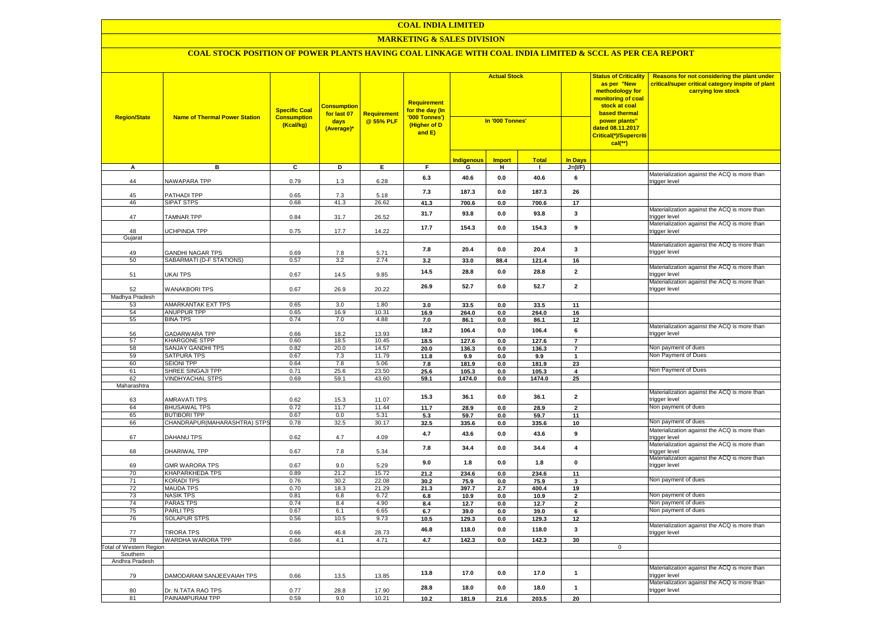# COAL INDIA LIMITED

## MARKETING & SALES DIVISION

### COAL STOCK POSITION OF POWER PLANTS HAVING COAL LINKAGE WITH COAL INDIA LIMITED & SCCL AS PER CEA REPORT

| Region/State | Name of Thermal Power Station | Specific Coal Consumption (Kcal/kg) | Consumption for last 07 days (Average)* | Requirement @ 55% PLF | Requirement for the day (In '000 Tonnes') (Higher of D and E) | Actual Stock In '000 Tonnes' | | | | Status of Criticality as per "New methodology for monitoring of coal stock at coal based thermal power plants" dated 08.11.2017 Critical(*)/Supercritical(**) | Reasons for not considering the plant under critical/super critical category inspite of plant carrying low stock |
|---|---|---|---|---|---|---|---|---|---|---|---|
| | | | | | | Indigenous | Import | Total | In Days | | |
| A | B | C | D | E | F | G | H | I | J=(I/F) | | |
| 44 | NAWAPARA TPP | 0.79 | 1.3 | 6.28 | 6.3 | 40.6 | 0.0 | 40.6 | 6 | | Materialization against the ACQ is more than trigger level |
| 45 | PATHADI TPP | 0.65 | 7.3 | 5.18 | 7.3 | 187.3 | 0.0 | 187.3 | 26 | | |
| 46 | SIPAT STPS | 0.68 | 41.3 | 26.62 | 41.3 | 700.6 | 0.0 | 700.6 | 17 | | |
| 47 | TAMNAR TPP | 0.84 | 31.7 | 26.52 | 31.7 | 93.8 | 0.0 | 93.8 | 3 | | Materialization against the ACQ is more than trigger level |
| 48 | UCHPINDA TPP | 0.75 | 17.7 | 14.22 | 17.7 | 154.3 | 0.0 | 154.3 | 9 | | Materialization against the ACQ is more than trigger level |
| Gujarat | | | | | | | | | | | |
| 49 | GANDHI NAGAR TPS | 0.69 | 7.8 | 5.71 | 7.8 | 20.4 | 0.0 | 20.4 | 3 | | Materialization against the ACQ is more than trigger level |
| 50 | SABARMATI (D-F STATIONS) | 0.57 | 3.2 | 2.74 | 3.2 | 33.0 | 88.4 | 121.4 | 16 | | |
| 51 | UKAI TPS | 0.67 | 14.5 | 9.85 | 14.5 | 28.8 | 0.0 | 28.8 | 2 | | Materialization against the ACQ is more than trigger level |
| 52 | WANAKBORI TPS | 0.67 | 26.9 | 20.22 | 26.9 | 52.7 | 0.0 | 52.7 | 2 | | Materialization against the ACQ is more than trigger level |
| Madhya Pradesh | | | | | | | | | | | |
| 53 | AMARKANTAK EXT TPS | 0.65 | 3.0 | 1.80 | 3.0 | 33.5 | 0.0 | 33.5 | 11 | | |
| 54 | ANUPPUR TPP | 0.65 | 16.9 | 10.31 | 16.9 | 264.0 | 0.0 | 264.0 | 16 | | |
| 55 | BINA TPS | 0.74 | 7.0 | 4.88 | 7.0 | 86.1 | 0.0 | 86.1 | 12 | | |
| 56 | GADARWARA TPP | 0.66 | 18.2 | 13.93 | 18.2 | 106.4 | 0.0 | 106.4 | 6 | | Materialization against the ACQ is more than trigger level |
| 57 | KHARGONE STPP | 0.60 | 18.5 | 10.45 | 18.5 | 127.6 | 0.0 | 127.6 | 7 | | |
| 58 | SANJAY GANDHI TPS | 0.82 | 20.0 | 14.57 | 20.0 | 136.3 | 0.0 | 136.3 | 7 | | Non payment of dues |
| 59 | SATPURA TPS | 0.67 | 7.3 | 11.79 | 11.8 | 9.9 | 0.0 | 9.9 | 1 | | Non Payment of Dues |
| 60 | SEIONI TPP | 0.64 | 7.8 | 5.06 | 7.8 | 181.9 | 0.0 | 181.9 | 23 | | |
| 61 | SHREE SINGAJI TPP | 0.71 | 25.6 | 23.50 | 25.6 | 105.3 | 0.0 | 105.3 | 4 | | Non Payment of Dues |
| 62 | VINDHYACHAL STPS | 0.69 | 59.1 | 43.60 | 59.1 | 1474.0 | 0.0 | 1474.0 | 25 | | |
| Maharashtra | | | | | | | | | | | |
| 63 | AMRAVATI TPS | 0.62 | 15.3 | 11.07 | 15.3 | 36.1 | 0.0 | 36.1 | 2 | | Materialization against the ACQ is more than trigger level |
| 64 | BHUSAWAL TPS | 0.72 | 11.7 | 11.44 | 11.7 | 28.9 | 0.0 | 28.9 | 2 | | Non payment of dues |
| 65 | BUTIBORI TPP | 0.67 | 0.0 | 5.31 | 5.3 | 59.7 | 0.0 | 59.7 | 11 | | |
| 66 | CHANDRAPUR(MAHARASHTRA) STPS | 0.78 | 32.5 | 30.17 | 32.5 | 335.6 | 0.0 | 335.6 | 10 | | Non payment of dues |
| 67 | DAHANU TPS | 0.62 | 4.7 | 4.09 | 4.7 | 43.6 | 0.0 | 43.6 | 9 | | Materialization against the ACQ is more than trigger level |
| 68 | DHARIWAL TPP | 0.67 | 7.8 | 5.34 | 7.8 | 34.4 | 0.0 | 34.4 | 4 | | Materialization against the ACQ is more than trigger level |
| 69 | GMR WARORA TPS | 0.67 | 9.0 | 5.29 | 9.0 | 1.8 | 0.0 | 1.8 | 0 | | Materialization against the ACQ is more than trigger level |
| 70 | KHAPARKHEDA TPS | 0.89 | 21.2 | 15.72 | 21.2 | 234.6 | 0.0 | 234.6 | 11 | | |
| 71 | KORADI TPS | 0.76 | 30.2 | 22.08 | 30.2 | 75.9 | 0.0 | 75.9 | 3 | | Non payment of dues |
| 72 | MAUDA TPS | 0.70 | 18.3 | 21.29 | 21.3 | 397.7 | 2.7 | 400.4 | 19 | | |
| 73 | NASIK TPS | 0.81 | 6.8 | 6.72 | 6.8 | 10.9 | 0.0 | 10.9 | 2 | | Non payment of dues |
| 74 | PARAS TPS | 0.74 | 8.4 | 4.90 | 8.4 | 12.7 | 0.0 | 12.7 | 2 | | Non payment of dues |
| 75 | PARLI TPS | 0.67 | 6.1 | 6.65 | 6.7 | 39.0 | 0.0 | 39.0 | 6 | | Non payment of dues |
| 76 | SOLAPUR STPS | 0.56 | 10.5 | 9.73 | 10.5 | 129.3 | 0.0 | 129.3 | 12 | | |
| 77 | TIRORA TPS | 0.66 | 46.8 | 28.73 | 46.8 | 118.0 | 0.0 | 118.0 | 3 | | Materialization against the ACQ is more than trigger level |
| 78 | WARDHA WARORA TPP | 0.66 | 4.1 | 4.71 | 4.7 | 142.3 | 0.0 | 142.3 | 30 | | |
| Total of Western Region | | | | | | | | | | 0 | |
| Southern | | | | | | | | | | | |
| Andhra Pradesh | | | | | | | | | | | |
| 79 | DAMODARAM SANJEEVAIAH TPS | 0.66 | 13.5 | 13.85 | 13.8 | 17.0 | 0.0 | 17.0 | 1 | | Materialization against the ACQ is more than trigger level |
| 80 | Dr. N.TATA RAO TPS | 0.77 | 28.8 | 17.90 | 28.8 | 18.0 | 0.0 | 18.0 | 1 | | Materialization against the ACQ is more than trigger level |
| 81 | PAINAMPURAM TPP | 0.59 | 9.0 | 10.21 | 10.2 | 181.9 | 21.6 | 203.5 | 20 | | |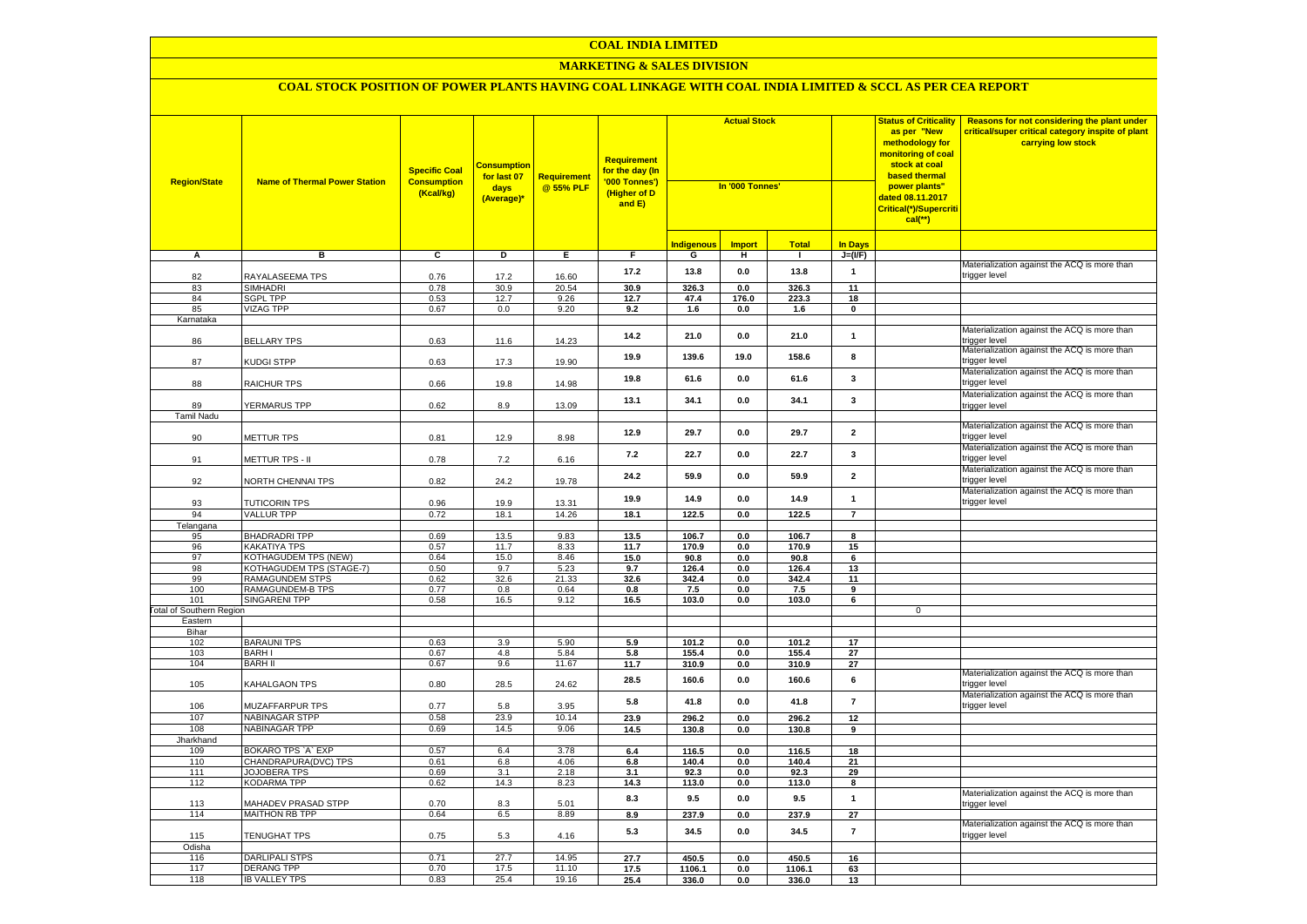# COAL INDIA LIMITED

## MARKETING & SALES DIVISION

### COAL STOCK POSITION OF POWER PLANTS HAVING COAL LINKAGE WITH COAL INDIA LIMITED & SCCL AS PER CEA REPORT

| Region/State | Name of Thermal Power Station | Specific Coal Consumption (Kcal/kg) | Consumption for last 07 days (Average)* | Requirement @ 55% PLF | Requirement for the day (In '000 Tonnes') (Higher of D and E) | Actual Stock In '000 Tonnes' | | | | Status of Criticality as per "New methodology for monitoring of coal stock at coal based thermal power plants" dated 08.11.2017 Critical(*)/Supercritical(**) | Reasons for not considering the plant under critical/super critical category inspite of plant carrying low stock |
|---|---|---|---|---|---|---|---|---|---|---|---|
| | | | | | | Indigenous | Import | Total | In Days | | |
| A | B | C | D | E | F | G | H | I | J=(I/F) | | |
| 82 | RAYALASEEMA TPS | 0.76 | 17.2 | 16.60 | 17.2 | 13.8 | 0.0 | 13.8 | 1 | | Materialization against the ACQ is more than trigger level |
| 83 | SIMHADRI | 0.78 | 30.9 | 20.54 | 30.9 | 326.3 | 0.0 | 326.3 | 11 | | |
| 84 | SGPL TPP | 0.53 | 12.7 | 9.26 | 12.7 | 47.4 | 176.0 | 223.3 | 18 | | |
| 85 | VIZAG TPP | 0.67 | 0.0 | 9.20 | 9.2 | 1.6 | 0.0 | 1.6 | 0 | | |
| Karnataka | | | | | | | | | | | |
| 86 | BELLARY TPS | 0.63 | 11.6 | 14.23 | 14.2 | 21.0 | 0.0 | 21.0 | 1 | | Materialization against the ACQ is more than trigger level |
| 87 | KUDGI STPP | 0.63 | 17.3 | 19.90 | 19.9 | 139.6 | 19.0 | 158.6 | 8 | | Materialization against the ACQ is more than trigger level |
| 88 | RAICHUR TPS | 0.66 | 19.8 | 14.98 | 19.8 | 61.6 | 0.0 | 61.6 | 3 | | Materialization against the ACQ is more than trigger level |
| 89 | YERMARUS TPP | 0.62 | 8.9 | 13.09 | 13.1 | 34.1 | 0.0 | 34.1 | 3 | | Materialization against the ACQ is more than trigger level |
| Tamil Nadu | | | | | | | | | | | |
| 90 | METTUR TPS | 0.81 | 12.9 | 8.98 | 12.9 | 29.7 | 0.0 | 29.7 | 2 | | Materialization against the ACQ is more than trigger level |
| 91 | METTUR TPS - II | 0.78 | 7.2 | 6.16 | 7.2 | 22.7 | 0.0 | 22.7 | 3 | | Materialization against the ACQ is more than trigger level |
| 92 | NORTH CHENNAI TPS | 0.82 | 24.2 | 19.78 | 24.2 | 59.9 | 0.0 | 59.9 | 2 | | Materialization against the ACQ is more than trigger level |
| 93 | TUTICORIN TPS | 0.96 | 19.9 | 13.31 | 19.9 | 14.9 | 0.0 | 14.9 | 1 | | Materialization against the ACQ is more than trigger level |
| 94 | VALLUR TPP | 0.72 | 18.1 | 14.26 | 18.1 | 122.5 | 0.0 | 122.5 | 7 | | |
| Telangana | | | | | | | | | | | |
| 95 | BHADRADRI TPP | 0.69 | 13.5 | 9.83 | 13.5 | 106.7 | 0.0 | 106.7 | 8 | | |
| 96 | KAKATIYA TPS | 0.57 | 11.7 | 8.33 | 11.7 | 170.9 | 0.0 | 170.9 | 15 | | |
| 97 | KOTHAGUDEM TPS (NEW) | 0.64 | 15.0 | 8.46 | 15.0 | 90.8 | 0.0 | 90.8 | 6 | | |
| 98 | KOTHAGUDEM TPS (STAGE-7) | 0.50 | 9.7 | 5.23 | 9.7 | 126.4 | 0.0 | 126.4 | 13 | | |
| 99 | RAMAGUNDEM STPS | 0.62 | 32.6 | 21.33 | 32.6 | 342.4 | 0.0 | 342.4 | 11 | | |
| 100 | RAMAGUNDEM-B TPS | 0.77 | 0.8 | 0.64 | 0.8 | 7.5 | 0.0 | 7.5 | 9 | | |
| 101 | SINGARENI TPP | 0.58 | 16.5 | 9.12 | 16.5 | 103.0 | 0.0 | 103.0 | 6 | | |
| Total of Southern Region | | | | | | | | | | 0 | |
| Eastern | | | | | | | | | | | |
| Bihar | | | | | | | | | | | |
| 102 | BARAUNI TPS | 0.63 | 3.9 | 5.90 | 5.9 | 101.2 | 0.0 | 101.2 | 17 | | |
| 103 | BARH I | 0.67 | 4.8 | 5.84 | 5.8 | 155.4 | 0.0 | 155.4 | 27 | | |
| 104 | BARH II | 0.67 | 9.6 | 11.67 | 11.7 | 310.9 | 0.0 | 310.9 | 27 | | |
| 105 | KAHALGAON TPS | 0.80 | 28.5 | 24.62 | 28.5 | 160.6 | 0.0 | 160.6 | 6 | | Materialization against the ACQ is more than trigger level |
| 106 | MUZAFFARPUR TPS | 0.77 | 5.8 | 3.95 | 5.8 | 41.8 | 0.0 | 41.8 | 7 | | Materialization against the ACQ is more than trigger level |
| 107 | NABINAGAR STPP | 0.58 | 23.9 | 10.14 | 23.9 | 296.2 | 0.0 | 296.2 | 12 | | |
| 108 | NABINAGAR TPP | 0.69 | 14.5 | 9.06 | 14.5 | 130.8 | 0.0 | 130.8 | 9 | | |
| Jharkhand | | | | | | | | | | | |
| 109 | BOKARO TPS `A` EXP | 0.57 | 6.4 | 3.78 | 6.4 | 116.5 | 0.0 | 116.5 | 18 | | |
| 110 | CHANDRAPURA(DVC) TPS | 0.61 | 6.8 | 4.06 | 6.8 | 140.4 | 0.0 | 140.4 | 21 | | |
| 111 | JOJOBERA TPS | 0.69 | 3.1 | 2.18 | 3.1 | 92.3 | 0.0 | 92.3 | 29 | | |
| 112 | KODARMA TPP | 0.62 | 14.3 | 8.23 | 14.3 | 113.0 | 0.0 | 113.0 | 8 | | |
| 113 | MAHADEV PRASAD STPP | 0.70 | 8.3 | 5.01 | 8.3 | 9.5 | 0.0 | 9.5 | 1 | | Materialization against the ACQ is more than trigger level |
| 114 | MAITHON RB TPP | 0.64 | 6.5 | 8.89 | 8.9 | 237.9 | 0.0 | 237.9 | 27 | | |
| 115 | TENUGHAT TPS | 0.75 | 5.3 | 4.16 | 5.3 | 34.5 | 0.0 | 34.5 | 7 | | Materialization against the ACQ is more than trigger level |
| Odisha | | | | | | | | | | | |
| 116 | DARLIPALI STPS | 0.71 | 27.7 | 14.95 | 27.7 | 450.5 | 0.0 | 450.5 | 16 | | |
| 117 | DERANG TPP | 0.70 | 17.5 | 11.10 | 17.5 | 1106.1 | 0.0 | 1106.1 | 63 | | |
| 118 | IB VALLEY TPS | 0.83 | 25.4 | 19.16 | 25.4 | 336.0 | 0.0 | 336.0 | 13 | | |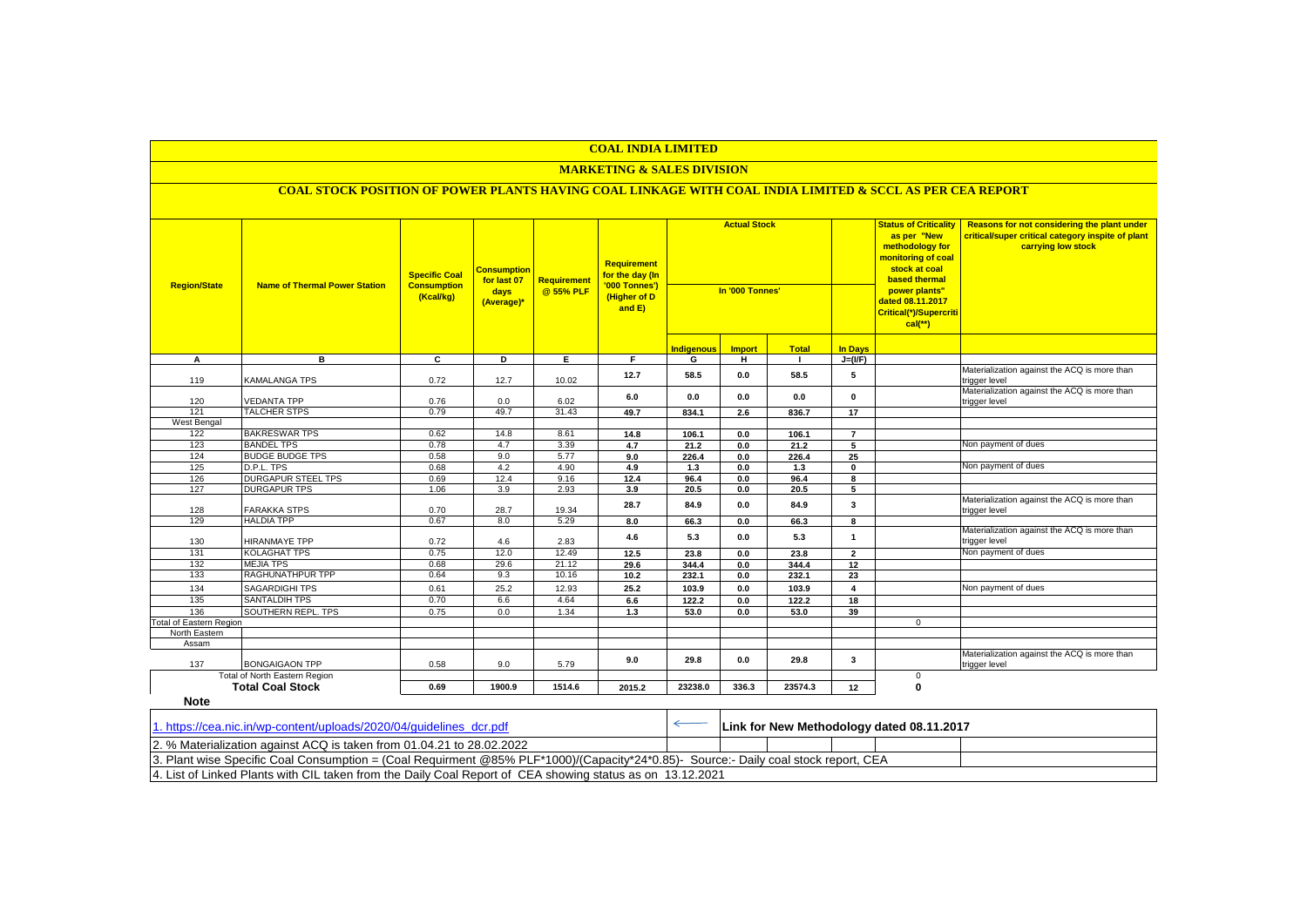# COAL INDIA LIMITED

## MARKETING & SALES DIVISION

### COAL STOCK POSITION OF POWER PLANTS HAVING COAL LINKAGE WITH COAL INDIA LIMITED & SCCL AS PER CEA REPORT

| Region/State | Name of Thermal Power Station | Specific Coal Consumption (Kcal/kg) | Consumption for last 07 days (Average)* | Requirement @ 55% PLF | Requirement for the day (In '000 Tonnes') (Higher of D and E) | Actual Stock In '000 Tonnes' | | | | Status of Criticality as per "New methodology for monitoring of coal stock at coal based thermal power plants" dated 08.11.2017 Critical(*)/Supercritical(**) | Reasons for not considering the plant under critical/super critical category inspite of plant carrying low stock |
|---|---|---|---|---|---|---|---|---|---|---|---|
| | | | | | | Indigenous | Import | Total | In Days | | |
| A | B | C | D | E | F | G | H | I | J=(I/F) | | |
| 119 | KAMALANGA TPS | 0.72 | 12.7 | 10.02 | 12.7 | 58.5 | 0.0 | 58.5 | 5 | | Materialization against the ACQ is more than trigger level |
| 120 | VEDANTA TPP | 0.76 | 0.0 | 6.02 | 6.0 | 0.0 | 0.0 | 0.0 | 0 | | Materialization against the ACQ is more than trigger level |
| 121 | TALCHER STPS | 0.79 | 49.7 | 31.43 | 49.7 | 834.1 | 2.6 | 836.7 | 17 | | |
| West Bengal | | | | | | | | | | | |
| 122 | BAKRESWAR TPS | 0.62 | 14.8 | 8.61 | 14.8 | 106.1 | 0.0 | 106.1 | 7 | | |
| 123 | BANDEL TPS | 0.78 | 4.7 | 3.39 | 4.7 | 21.2 | 0.0 | 21.2 | 5 | | Non payment of dues |
| 124 | BUDGE BUDGE TPS | 0.58 | 9.0 | 5.77 | 9.0 | 226.4 | 0.0 | 226.4 | 25 | | |
| 125 | D.P.L. TPS | 0.68 | 4.2 | 4.90 | 4.9 | 1.3 | 0.0 | 1.3 | 0 | | Non payment of dues |
| 126 | DURGAPUR STEEL TPS | 0.69 | 12.4 | 9.16 | 12.4 | 96.4 | 0.0 | 96.4 | 8 | | |
| 127 | DURGAPUR TPS | 1.06 | 3.9 | 2.93 | 3.9 | 20.5 | 0.0 | 20.5 | 5 | | |
| 128 | FARAKKA STPS | 0.70 | 28.7 | 19.34 | 28.7 | 84.9 | 0.0 | 84.9 | 3 | | Materialization against the ACQ is more than trigger level |
| 129 | HALDIA TPP | 0.67 | 8.0 | 5.29 | 8.0 | 66.3 | 0.0 | 66.3 | 8 | | |
| 130 | HIRANMAYE TPP | 0.72 | 4.6 | 2.83 | 4.6 | 5.3 | 0.0 | 5.3 | 1 | | Materialization against the ACQ is more than trigger level |
| 131 | KOLAGHAT TPS | 0.75 | 12.0 | 12.49 | 12.5 | 23.8 | 0.0 | 23.8 | 2 | | Non payment of dues |
| 132 | MEJIA TPS | 0.68 | 29.6 | 21.12 | 29.6 | 344.4 | 0.0 | 344.4 | 12 | | |
| 133 | RAGHUNATHPUR TPP | 0.64 | 9.3 | 10.16 | 10.2 | 232.1 | 0.0 | 232.1 | 23 | | |
| 134 | SAGARDIGHI TPS | 0.61 | 25.2 | 12.93 | 25.2 | 103.9 | 0.0 | 103.9 | 4 | | Non payment of dues |
| 135 | SANTALDIH TPS | 0.70 | 6.6 | 4.64 | 6.6 | 122.2 | 0.0 | 122.2 | 18 | | |
| 136 | SOUTHERN REPL. TPS | 0.75 | 0.0 | 1.34 | 1.3 | 53.0 | 0.0 | 53.0 | 39 | | |
| Total of Eastern Region | | | | | | | | | | 0 | |
| North Eastern | | | | | | | | | | | |
| Assam | | | | | | | | | | | |
| 137 | BONGAIGAON TPP | 0.58 | 9.0 | 5.79 | 9.0 | 29.8 | 0.0 | 29.8 | 3 | | Materialization against the ACQ is more than trigger level |
| Total of North Eastern Region | | | | | | | | | | 0 | |
| Total Coal Stock | | 0.69 | 1900.9 | 1514.6 | 2015.2 | 23238.0 | 336.3 | 23574.3 | 12 | 0 | |

**Note**

1. https://cea.nic.in/wp-content/uploads/2020/04/guidelines_dcr.pdf ⟵ Link for New Methodology dated 08.11.2017

2. % Materialization against ACQ is taken from 01.04.21 to 28.02.2022

3. Plant wise Specific Coal Consumption = (Coal Requirment @85% PLF*1000)/(Capacity*24*0.85)- Source:- Daily coal stock report, CEA

4. List of Linked Plants with CIL taken from the Daily Coal Report of CEA showing status as on 13.12.2021